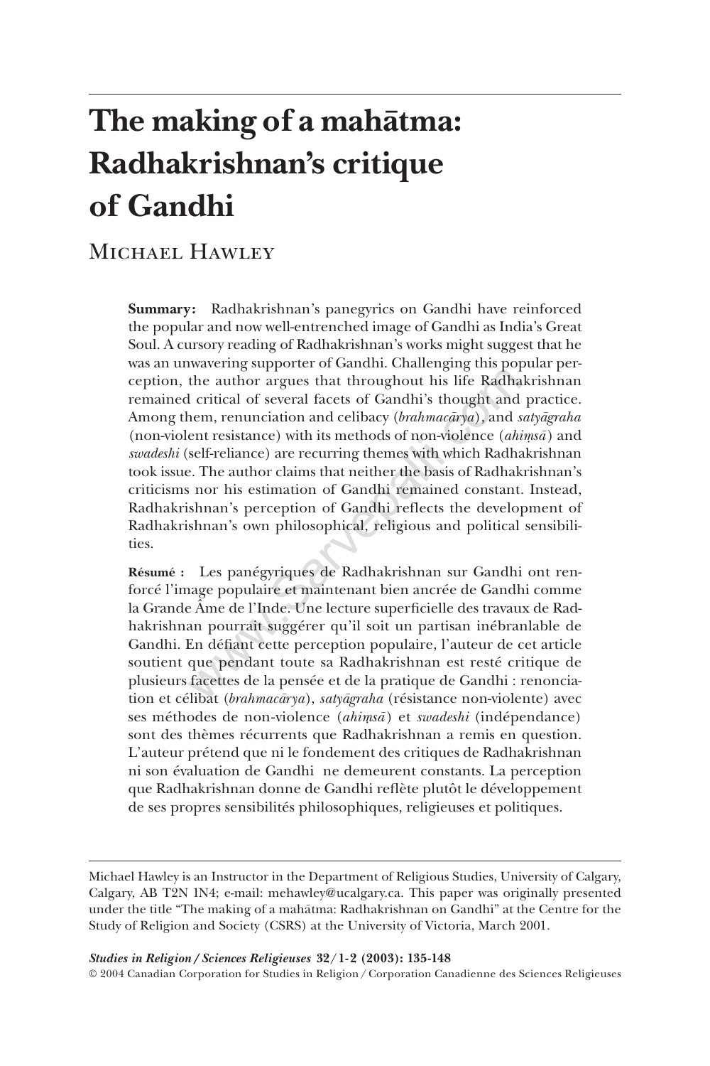# The making of a mahātma: Radhakrishnan's critique of Gandhi

MICHAEL HAWLEY

**Summary:** Radhakrishnan's panegyrics on Gandhi have reinforced the popular and now well-entrenched image of Gandhi as India's Great Soul. A cursory reading of Radhakrishnan's works might suggest that he was an unwavering supporter of Gandhi. Challenging this popular perception, the author argues that throughout his life Radhakrishnan remained critical of several facets of Gandhi's thought and practice. Among them, renunciation and celibacy (*brahmacārya*), and *satyāgraha* (non-violent resistance) with its methods of non-violence (*ahiṃsā*) and *swadeshi* (self-reliance) are recurring themes with which Radhakrishnan took issue. The author claims that neither the basis of Radhakrishnan's criticisms nor his estimation of Gandhi remained constant. Instead, Radhakrishnan's perception of Gandhi reflects the development of Radhakrishnan's own philosophical, religious and political sensibilities.

**Résumé :** Les panégyriques de Radhakrishnan sur Gandhi ont renforcé l'image populaire et maintenant bien ancrée de Gandhi comme la Grande Âme de l'Inde. Une lecture superficielle des travaux de Radhakrishnan pourrait suggérer qu'il soit un partisan inébranlable de Gandhi. En défiant cette perception populaire, l'auteur de cet article soutient que pendant toute sa Radhakrishnan est resté critique de plusieurs facettes de la pensée et de la pratique de Gandhi : renonciation et célibat (*brahmacārya*), *satyāgraha* (résistance non-violente) avec ses méthodes de non-violence (*ahiṃsā*) et *swadeshi* (indépendance) sont des thèmes récurrents que Radhakrishnan a remis en question. L'auteur prétend que ni le fondement des critiques de Radhakrishnan ni son évaluation de Gandhi ne demeurent constants. La perception que Radhakrishnan donne de Gandhi reflète plutôt le développement de ses propres sensibilités philosophiques, religieuses et politiques.

---

Michael Hawley is an Instructor in the Department of Religious Studies, University of Calgary, Calgary, AB T2N 1N4; e-mail: mehawley@ucalgary.ca. This paper was originally presented under the title "The making of a mahātma: Radhakrishnan on Gandhi" at the Centre for the Study of Religion and Society (CSRS) at the University of Victoria, March 2001.

*Studies in Religion / Sciences Religieuses* **32/1-2 (2003): 135-148**

© 2004 Canadian Corporation for Studies in Religion / Corporation Canadienne des Sciences Religieuses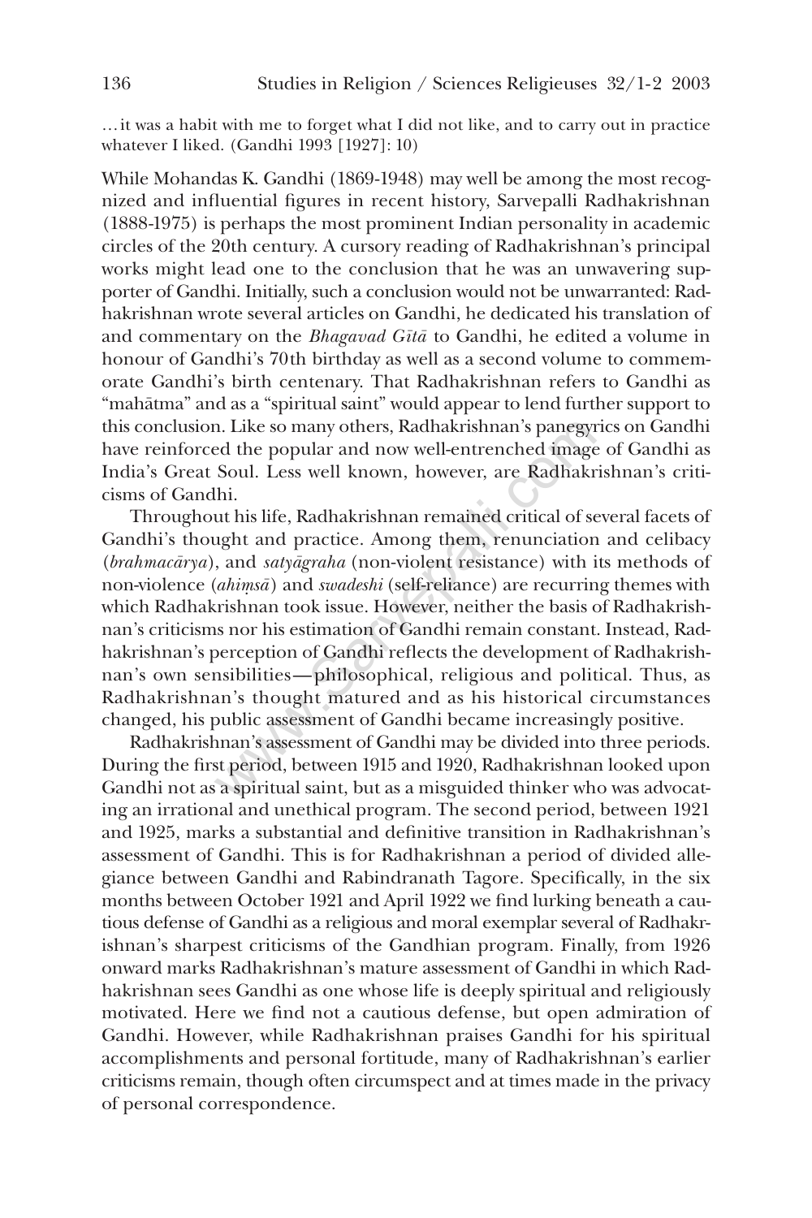…it was a habit with me to forget what I did not like, and to carry out in practice whatever I liked. (Gandhi 1993 [1927]: 10)

While Mohandas K. Gandhi (1869-1948) may well be among the most recognized and influential figures in recent history, Sarvepalli Radhakrishnan (1888-1975) is perhaps the most prominent Indian personality in academic circles of the 20th century. A cursory reading of Radhakrishnan's principal works might lead one to the conclusion that he was an unwavering supporter of Gandhi. Initially, such a conclusion would not be unwarranted: Radhakrishnan wrote several articles on Gandhi, he dedicated his translation of and commentary on the *Bhagavad Gītā* to Gandhi, he edited a volume in honour of Gandhi's 70th birthday as well as a second volume to commemorate Gandhi's birth centenary. That Radhakrishnan refers to Gandhi as "mahātma" and as a "spiritual saint" would appear to lend further support to this conclusion. Like so many others, Radhakrishnan's panegyrics on Gandhi have reinforced the popular and now well-entrenched image of Gandhi as India's Great Soul. Less well known, however, are Radhakrishnan's criticisms of Gandhi.

Throughout his life, Radhakrishnan remained critical of several facets of Gandhi's thought and practice. Among them, renunciation and celibacy (*brahmacārya*), and *satyāgraha* (non-violent resistance) with its methods of non-violence (*ahiṃsā*) and *swadeshi* (self-reliance) are recurring themes with which Radhakrishnan took issue. However, neither the basis of Radhakrishnan's criticisms nor his estimation of Gandhi remain constant. Instead, Radhakrishnan's perception of Gandhi reflects the development of Radhakrishnan's own sensibilities—philosophical, religious and political. Thus, as Radhakrishnan's thought matured and as his historical circumstances changed, his public assessment of Gandhi became increasingly positive.

Radhakrishnan's assessment of Gandhi may be divided into three periods. During the first period, between 1915 and 1920, Radhakrishnan looked upon Gandhi not as a spiritual saint, but as a misguided thinker who was advocating an irrational and unethical program. The second period, between 1921 and 1925, marks a substantial and definitive transition in Radhakrishnan's assessment of Gandhi. This is for Radhakrishnan a period of divided allegiance between Gandhi and Rabindranath Tagore. Specifically, in the six months between October 1921 and April 1922 we find lurking beneath a cautious defense of Gandhi as a religious and moral exemplar several of Radhakrishnan's sharpest criticisms of the Gandhian program. Finally, from 1926 onward marks Radhakrishnan's mature assessment of Gandhi in which Radhakrishnan sees Gandhi as one whose life is deeply spiritual and religiously motivated. Here we find not a cautious defense, but open admiration of Gandhi. However, while Radhakrishnan praises Gandhi for his spiritual accomplishments and personal fortitude, many of Radhakrishnan's earlier criticisms remain, though often circumspect and at times made in the privacy of personal correspondence.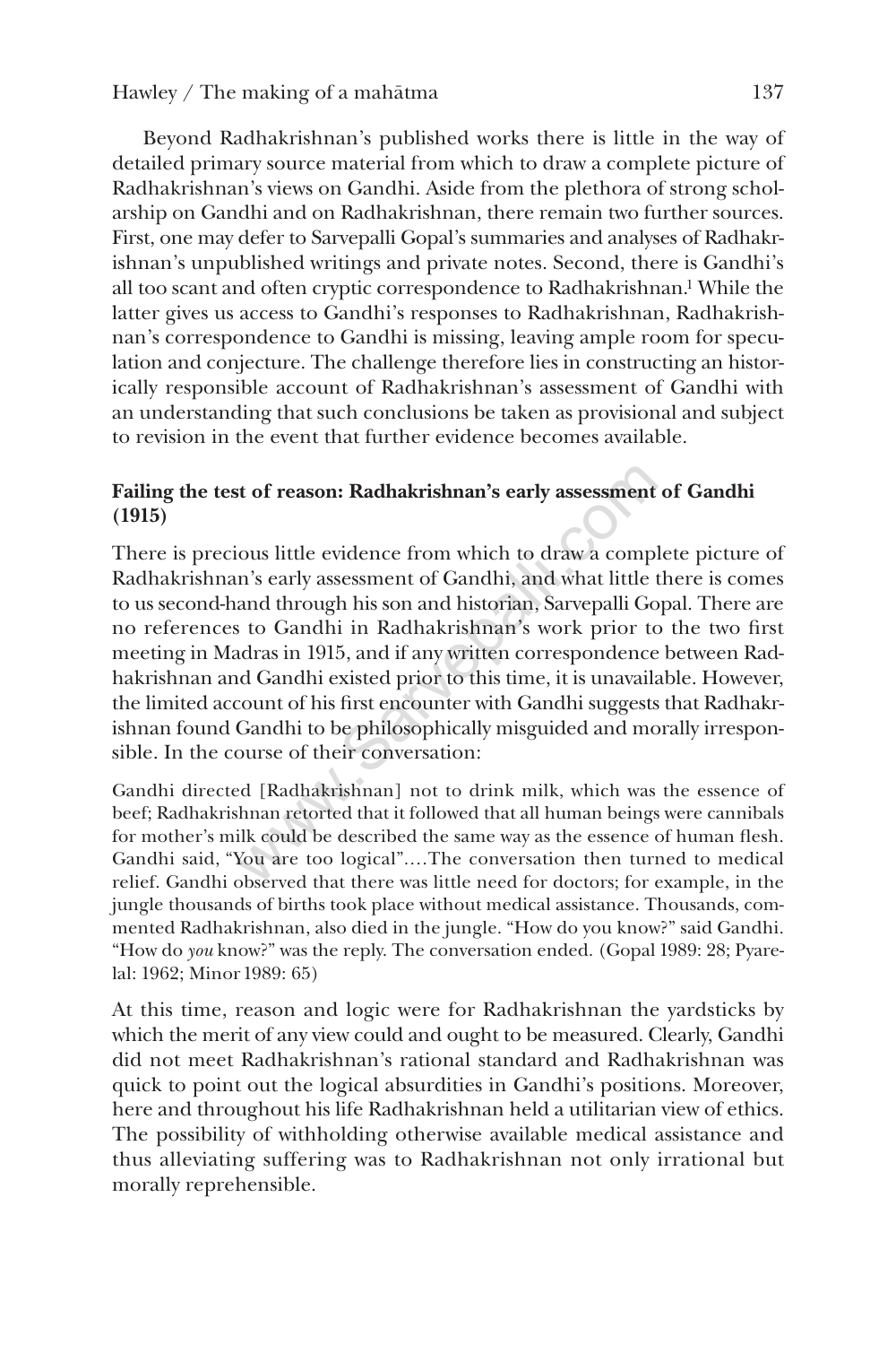Beyond Radhakrishnan's published works there is little in the way of detailed primary source material from which to draw a complete picture of Radhakrishnan's views on Gandhi. Aside from the plethora of strong scholarship on Gandhi and on Radhakrishnan, there remain two further sources. First, one may defer to Sarvepalli Gopal's summaries and analyses of Radhakrishnan's unpublished writings and private notes. Second, there is Gandhi's all too scant and often cryptic correspondence to Radhakrishnan.[1] While the latter gives us access to Gandhi's responses to Radhakrishnan, Radhakrishnan's correspondence to Gandhi is missing, leaving ample room for speculation and conjecture. The challenge therefore lies in constructing an historically responsible account of Radhakrishnan's assessment of Gandhi with an understanding that such conclusions be taken as provisional and subject to revision in the event that further evidence becomes available.

## Failing the test of reason: Radhakrishnan's early assessment of Gandhi (1915)

There is precious little evidence from which to draw a complete picture of Radhakrishnan's early assessment of Gandhi, and what little there is comes to us second-hand through his son and historian, Sarvepalli Gopal. There are no references to Gandhi in Radhakrishnan's work prior to the two first meeting in Madras in 1915, and if any written correspondence between Radhakrishnan and Gandhi existed prior to this time, it is unavailable. However, the limited account of his first encounter with Gandhi suggests that Radhakrishnan found Gandhi to be philosophically misguided and morally irresponsible. In the course of their conversation:

> Gandhi directed [Radhakrishnan] not to drink milk, which was the essence of beef; Radhakrishnan retorted that it followed that all human beings were cannibals for mother's milk could be described the same way as the essence of human flesh. Gandhi said, "You are too logical"….The conversation then turned to medical relief. Gandhi observed that there was little need for doctors; for example, in the jungle thousands of births took place without medical assistance. Thousands, commented Radhakrishnan, also died in the jungle. "How do you know?" said Gandhi. "How do *you* know?" was the reply. The conversation ended. (Gopal 1989: 28; Pyarelal: 1962; Minor 1989: 65)

At this time, reason and logic were for Radhakrishnan the yardsticks by which the merit of any view could and ought to be measured. Clearly, Gandhi did not meet Radhakrishnan's rational standard and Radhakrishnan was quick to point out the logical absurdities in Gandhi's positions. Moreover, here and throughout his life Radhakrishnan held a utilitarian view of ethics. The possibility of withholding otherwise available medical assistance and thus alleviating suffering was to Radhakrishnan not only irrational but morally reprehensible.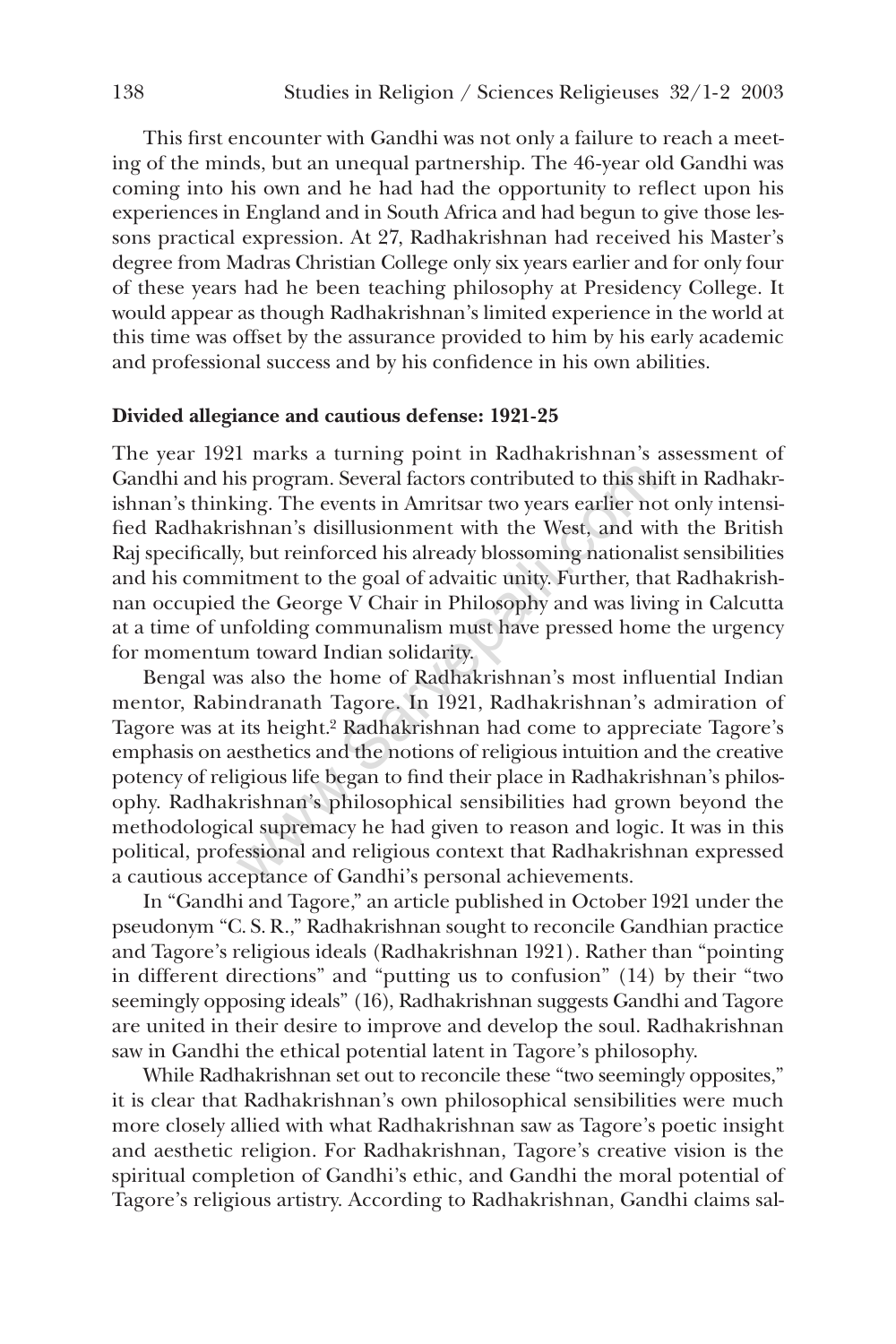This first encounter with Gandhi was not only a failure to reach a meeting of the minds, but an unequal partnership. The 46-year old Gandhi was coming into his own and he had had the opportunity to reflect upon his experiences in England and in South Africa and had begun to give those lessons practical expression. At 27, Radhakrishnan had received his Master's degree from Madras Christian College only six years earlier and for only four of these years had he been teaching philosophy at Presidency College. It would appear as though Radhakrishnan's limited experience in the world at this time was offset by the assurance provided to him by his early academic and professional success and by his confidence in his own abilities.

**Divided allegiance and cautious defense: 1921-25**

The year 1921 marks a turning point in Radhakrishnan's assessment of Gandhi and his program. Several factors contributed to this shift in Radhakrishnan's thinking. The events in Amritsar two years earlier not only intensified Radhakrishnan's disillusionment with the West, and with the British Raj specifically, but reinforced his already blossoming nationalist sensibilities and his commitment to the goal of advaitic unity. Further, that Radhakrishnan occupied the George V Chair in Philosophy and was living in Calcutta at a time of unfolding communalism must have pressed home the urgency for momentum toward Indian solidarity.

Bengal was also the home of Radhakrishnan's most influential Indian mentor, Rabindranath Tagore. In 1921, Radhakrishnan's admiration of Tagore was at its height.[2] Radhakrishnan had come to appreciate Tagore's emphasis on aesthetics and the notions of religious intuition and the creative potency of religious life began to find their place in Radhakrishnan's philosophy. Radhakrishnan's philosophical sensibilities had grown beyond the methodological supremacy he had given to reason and logic. It was in this political, professional and religious context that Radhakrishnan expressed a cautious acceptance of Gandhi's personal achievements.

In "Gandhi and Tagore," an article published in October 1921 under the pseudonym "C. S. R.," Radhakrishnan sought to reconcile Gandhian practice and Tagore's religious ideals (Radhakrishnan 1921). Rather than "pointing in different directions" and "putting us to confusion" (14) by their "two seemingly opposing ideals" (16), Radhakrishnan suggests Gandhi and Tagore are united in their desire to improve and develop the soul. Radhakrishnan saw in Gandhi the ethical potential latent in Tagore's philosophy.

While Radhakrishnan set out to reconcile these "two seemingly opposites," it is clear that Radhakrishnan's own philosophical sensibilities were much more closely allied with what Radhakrishnan saw as Tagore's poetic insight and aesthetic religion. For Radhakrishnan, Tagore's creative vision is the spiritual completion of Gandhi's ethic, and Gandhi the moral potential of Tagore's religious artistry. According to Radhakrishnan, Gandhi claims sal-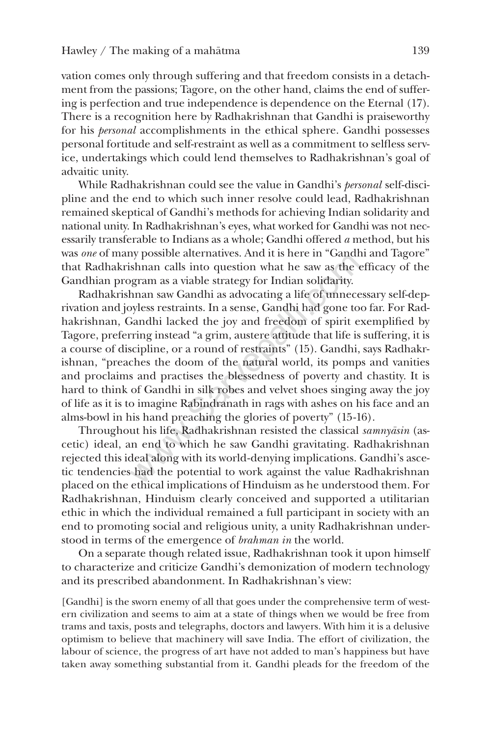vation comes only through suffering and that freedom consists in a detachment from the passions; Tagore, on the other hand, claims the end of suffering is perfection and true independence is dependence on the Eternal (17). There is a recognition here by Radhakrishnan that Gandhi is praiseworthy for his *personal* accomplishments in the ethical sphere. Gandhi possesses personal fortitude and self-restraint as well as a commitment to selfless service, undertakings which could lend themselves to Radhakrishnan's goal of advaitic unity.

While Radhakrishnan could see the value in Gandhi's *personal* self-discipline and the end to which such inner resolve could lead, Radhakrishnan remained skeptical of Gandhi's methods for achieving Indian solidarity and national unity. In Radhakrishnan's eyes, what worked for Gandhi was not necessarily transferable to Indians as a whole; Gandhi offered *a* method, but his was *one* of many possible alternatives. And it is here in "Gandhi and Tagore" that Radhakrishnan calls into question what he saw as the efficacy of the Gandhian program as a viable strategy for Indian solidarity.

Radhakrishnan saw Gandhi as advocating a life of unnecessary self-deprivation and joyless restraints. In a sense, Gandhi had gone too far. For Radhakrishnan, Gandhi lacked the joy and freedom of spirit exemplified by Tagore, preferring instead "a grim, austere attitude that life is suffering, it is a course of discipline, or a round of restraints" (15). Gandhi, says Radhakrishnan, "preaches the doom of the natural world, its pomps and vanities and proclaims and practises the blessedness of poverty and chastity. It is hard to think of Gandhi in silk robes and velvet shoes singing away the joy of life as it is to imagine Rabindranath in rags with ashes on his face and an alms-bowl in his hand preaching the glories of poverty" (15-16).

Throughout his life, Radhakrishnan resisted the classical *samnyāsin* (ascetic) ideal, an end to which he saw Gandhi gravitating. Radhakrishnan rejected this ideal along with its world-denying implications. Gandhi's ascetic tendencies had the potential to work against the value Radhakrishnan placed on the ethical implications of Hinduism as he understood them. For Radhakrishnan, Hinduism clearly conceived and supported a utilitarian ethic in which the individual remained a full participant in society with an end to promoting social and religious unity, a unity Radhakrishnan understood in terms of the emergence of *brahman in* the world.

On a separate though related issue, Radhakrishnan took it upon himself to characterize and criticize Gandhi's demonization of modern technology and its prescribed abandonment. In Radhakrishnan's view:

> [Gandhi] is the sworn enemy of all that goes under the comprehensive term of western civilization and seems to aim at a state of things when we would be free from trams and taxis, posts and telegraphs, doctors and lawyers. With him it is a delusive optimism to believe that machinery will save India. The effort of civilization, the labour of science, the progress of art have not added to man's happiness but have taken away something substantial from it. Gandhi pleads for the freedom of the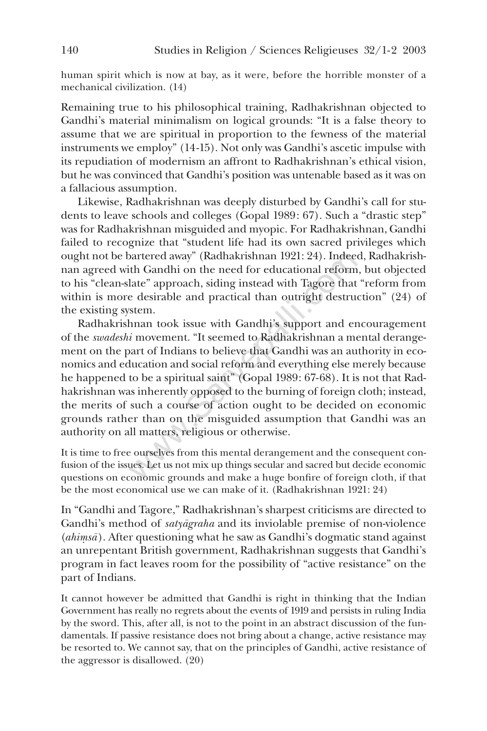human spirit which is now at bay, as it were, before the horrible monster of a mechanical civilization. (14)

Remaining true to his philosophical training, Radhakrishnan objected to Gandhi's material minimalism on logical grounds: "It is a false theory to assume that we are spiritual in proportion to the fewness of the material instruments we employ" (14-15). Not only was Gandhi's ascetic impulse with its repudiation of modernism an affront to Radhakrishnan's ethical vision, but he was convinced that Gandhi's position was untenable based as it was on a fallacious assumption.

Likewise, Radhakrishnan was deeply disturbed by Gandhi's call for students to leave schools and colleges (Gopal 1989: 67). Such a "drastic step" was for Radhakrishnan misguided and myopic. For Radhakrishnan, Gandhi failed to recognize that "student life had its own sacred privileges which ought not be bartered away" (Radhakrishnan 1921: 24). Indeed, Radhakrishnan agreed with Gandhi on the need for educational reform, but objected to his "clean-slate" approach, siding instead with Tagore that "reform from within is more desirable and practical than outright destruction" (24) of the existing system.

Radhakrishnan took issue with Gandhi's support and encouragement of the *swadeshi* movement. "It seemed to Radhakrishnan a mental derangement on the part of Indians to believe that Gandhi was an authority in economics and education and social reform and everything else merely because he happened to be a spiritual saint" (Gopal 1989: 67-68). It is not that Radhakrishnan was inherently opposed to the burning of foreign cloth; instead, the merits of such a course of action ought to be decided on economic grounds rather than on the misguided assumption that Gandhi was an authority on all matters, religious or otherwise.

> It is time to free ourselves from this mental derangement and the consequent confusion of the issues. Let us not mix up things secular and sacred but decide economic questions on economic grounds and make a huge bonfire of foreign cloth, if that be the most economical use we can make of it. (Radhakrishnan 1921: 24)

In "Gandhi and Tagore," Radhakrishnan's sharpest criticisms are directed to Gandhi's method of *satyāgraha* and its inviolable premise of non-violence (*ahiṃsā*). After questioning what he saw as Gandhi's dogmatic stand against an unrepentant British government, Radhakrishnan suggests that Gandhi's program in fact leaves room for the possibility of "active resistance" on the part of Indians.

> It cannot however be admitted that Gandhi is right in thinking that the Indian Government has really no regrets about the events of 1919 and persists in ruling India by the sword. This, after all, is not to the point in an abstract discussion of the fundamentals. If passive resistance does not bring about a change, active resistance may be resorted to. We cannot say, that on the principles of Gandhi, active resistance of the aggressor is disallowed. (20)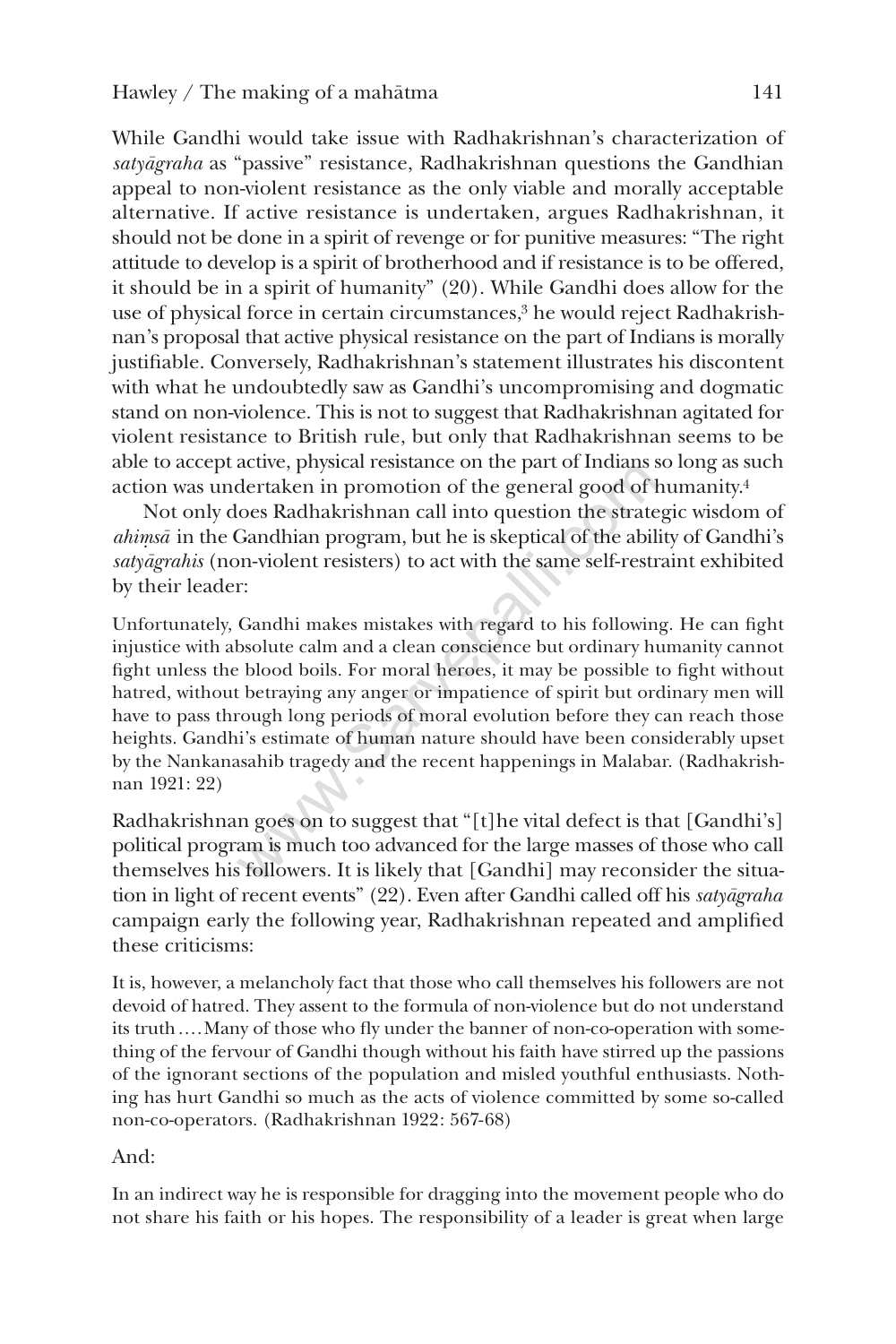While Gandhi would take issue with Radhakrishnan's characterization of *satyāgraha* as "passive" resistance, Radhakrishnan questions the Gandhian appeal to non-violent resistance as the only viable and morally acceptable alternative. If active resistance is undertaken, argues Radhakrishnan, it should not be done in a spirit of revenge or for punitive measures: "The right attitude to develop is a spirit of brotherhood and if resistance is to be offered, it should be in a spirit of humanity" (20). While Gandhi does allow for the use of physical force in certain circumstances,[3] he would reject Radhakrishnan's proposal that active physical resistance on the part of Indians is morally justifiable. Conversely, Radhakrishnan's statement illustrates his discontent with what he undoubtedly saw as Gandhi's uncompromising and dogmatic stand on non-violence. This is not to suggest that Radhakrishnan agitated for violent resistance to British rule, but only that Radhakrishnan seems to be able to accept active, physical resistance on the part of Indians so long as such action was undertaken in promotion of the general good of humanity.[4]

Not only does Radhakrishnan call into question the strategic wisdom of *ahiṃsā* in the Gandhian program, but he is skeptical of the ability of Gandhi's *satyāgrahis* (non-violent resisters) to act with the same self-restraint exhibited by their leader:

> Unfortunately, Gandhi makes mistakes with regard to his following. He can fight injustice with absolute calm and a clean conscience but ordinary humanity cannot fight unless the blood boils. For moral heroes, it may be possible to fight without hatred, without betraying any anger or impatience of spirit but ordinary men will have to pass through long periods of moral evolution before they can reach those heights. Gandhi's estimate of human nature should have been considerably upset by the Nankanasahib tragedy and the recent happenings in Malabar. (Radhakrishnan 1921: 22)

Radhakrishnan goes on to suggest that "[t]he vital defect is that [Gandhi's] political program is much too advanced for the large masses of those who call themselves his followers. It is likely that [Gandhi] may reconsider the situation in light of recent events" (22). Even after Gandhi called off his *satyāgraha* campaign early the following year, Radhakrishnan repeated and amplified these criticisms:

> It is, however, a melancholy fact that those who call themselves his followers are not devoid of hatred. They assent to the formula of non-violence but do not understand its truth.... Many of those who fly under the banner of non-co-operation with something of the fervour of Gandhi though without his faith have stirred up the passions of the ignorant sections of the population and misled youthful enthusiasts. Nothing has hurt Gandhi so much as the acts of violence committed by some so-called non-co-operators. (Radhakrishnan 1922: 567-68)

And:

> In an indirect way he is responsible for dragging into the movement people who do not share his faith or his hopes. The responsibility of a leader is great when large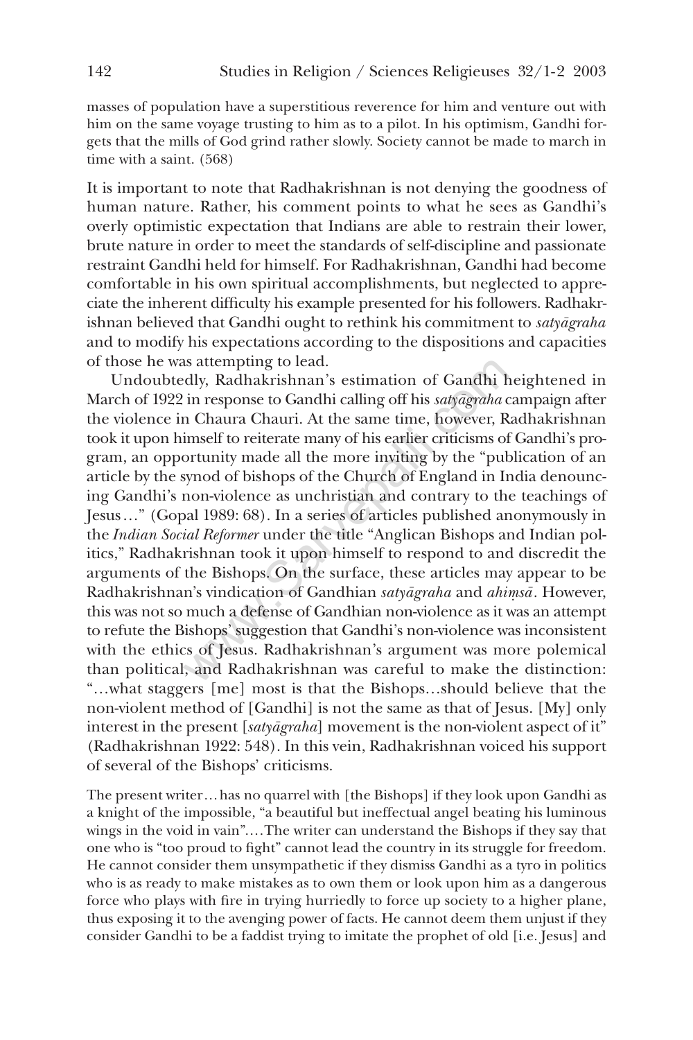masses of population have a superstitious reverence for him and venture out with him on the same voyage trusting to him as to a pilot. In his optimism, Gandhi forgets that the mills of God grind rather slowly. Society cannot be made to march in time with a saint. (568)

It is important to note that Radhakrishnan is not denying the goodness of human nature. Rather, his comment points to what he sees as Gandhi's overly optimistic expectation that Indians are able to restrain their lower, brute nature in order to meet the standards of self-discipline and passionate restraint Gandhi held for himself. For Radhakrishnan, Gandhi had become comfortable in his own spiritual accomplishments, but neglected to appreciate the inherent difficulty his example presented for his followers. Radhakrishnan believed that Gandhi ought to rethink his commitment to *satyāgraha* and to modify his expectations according to the dispositions and capacities of those he was attempting to lead.

Undoubtedly, Radhakrishnan's estimation of Gandhi heightened in March of 1922 in response to Gandhi calling off his *satyāgraha* campaign after the violence in Chaura Chauri. At the same time, however, Radhakrishnan took it upon himself to reiterate many of his earlier criticisms of Gandhi's program, an opportunity made all the more inviting by the "publication of an article by the synod of bishops of the Church of England in India denouncing Gandhi's non-violence as unchristian and contrary to the teachings of Jesus…" (Gopal 1989: 68). In a series of articles published anonymously in the *Indian Social Reformer* under the title "Anglican Bishops and Indian politics," Radhakrishnan took it upon himself to respond to and discredit the arguments of the Bishops. On the surface, these articles may appear to be Radhakrishnan's vindication of Gandhian *satyāgraha* and *ahiṃsā*. However, this was not so much a defense of Gandhian non-violence as it was an attempt to refute the Bishops' suggestion that Gandhi's non-violence was inconsistent with the ethics of Jesus. Radhakrishnan's argument was more polemical than political, and Radhakrishnan was careful to make the distinction: "…what staggers [me] most is that the Bishops…should believe that the non-violent method of [Gandhi] is not the same as that of Jesus. [My] only interest in the present [*satyāgraha*] movement is the non-violent aspect of it" (Radhakrishnan 1922: 548). In this vein, Radhakrishnan voiced his support of several of the Bishops' criticisms.

The present writer… has no quarrel with [the Bishops] if they look upon Gandhi as a knight of the impossible, "a beautiful but ineffectual angel beating his luminous wings in the void in vain".…The writer can understand the Bishops if they say that one who is "too proud to fight" cannot lead the country in its struggle for freedom. He cannot consider them unsympathetic if they dismiss Gandhi as a tyro in politics who is as ready to make mistakes as to own them or look upon him as a dangerous force who plays with fire in trying hurriedly to force up society to a higher plane, thus exposing it to the avenging power of facts. He cannot deem them unjust if they consider Gandhi to be a faddist trying to imitate the prophet of old [i.e. Jesus] and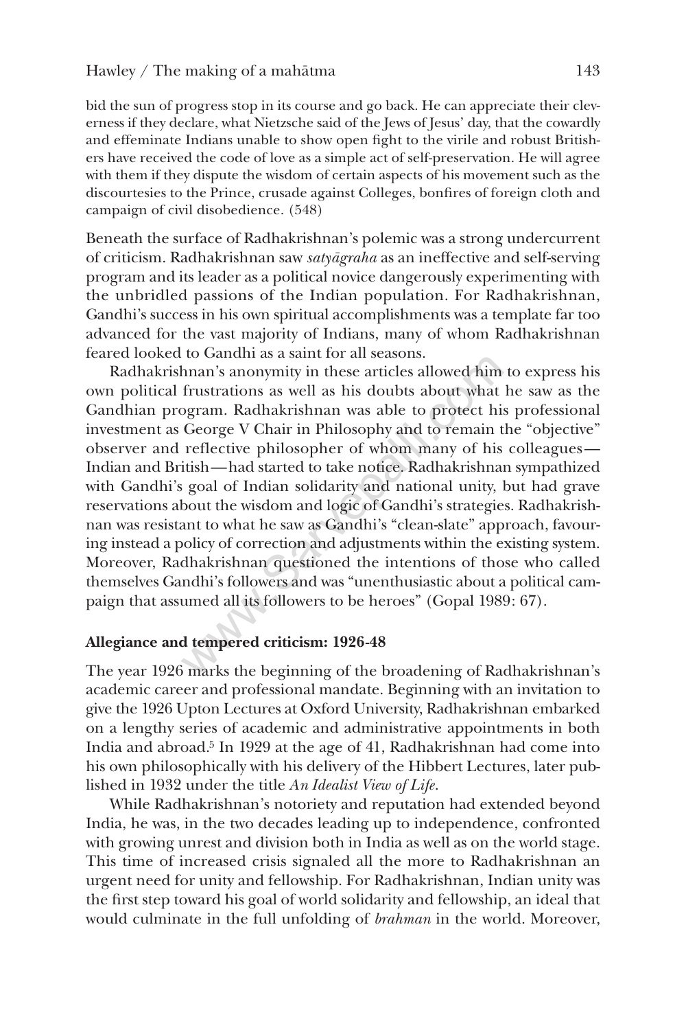bid the sun of progress stop in its course and go back. He can appreciate their cleverness if they declare, what Nietzsche said of the Jews of Jesus' day, that the cowardly and effeminate Indians unable to show open fight to the virile and robust Britishers have received the code of love as a simple act of self-preservation. He will agree with them if they dispute the wisdom of certain aspects of his movement such as the discourtesies to the Prince, crusade against Colleges, bonfires of foreign cloth and campaign of civil disobedience. (548)

Beneath the surface of Radhakrishnan's polemic was a strong undercurrent of criticism. Radhakrishnan saw *satyāgraha* as an ineffective and self-serving program and its leader as a political novice dangerously experimenting with the unbridled passions of the Indian population. For Radhakrishnan, Gandhi's success in his own spiritual accomplishments was a template far too advanced for the vast majority of Indians, many of whom Radhakrishnan feared looked to Gandhi as a saint for all seasons.

Radhakrishnan's anonymity in these articles allowed him to express his own political frustrations as well as his doubts about what he saw as the Gandhian program. Radhakrishnan was able to protect his professional investment as George V Chair in Philosophy and to remain the "objective" observer and reflective philosopher of whom many of his colleagues—Indian and British—had started to take notice. Radhakrishnan sympathized with Gandhi's goal of Indian solidarity and national unity, but had grave reservations about the wisdom and logic of Gandhi's strategies. Radhakrishnan was resistant to what he saw as Gandhi's "clean-slate" approach, favouring instead a policy of correction and adjustments within the existing system. Moreover, Radhakrishnan questioned the intentions of those who called themselves Gandhi's followers and was "unenthusiastic about a political campaign that assumed all its followers to be heroes" (Gopal 1989: 67).

**Allegiance and tempered criticism: 1926-48**

The year 1926 marks the beginning of the broadening of Radhakrishnan's academic career and professional mandate. Beginning with an invitation to give the 1926 Upton Lectures at Oxford University, Radhakrishnan embarked on a lengthy series of academic and administrative appointments in both India and abroad.[5] In 1929 at the age of 41, Radhakrishnan had come into his own philosophically with his delivery of the Hibbert Lectures, later published in 1932 under the title *An Idealist View of Life*.

While Radhakrishnan's notoriety and reputation had extended beyond India, he was, in the two decades leading up to independence, confronted with growing unrest and division both in India as well as on the world stage. This time of increased crisis signaled all the more to Radhakrishnan an urgent need for unity and fellowship. For Radhakrishnan, Indian unity was the first step toward his goal of world solidarity and fellowship, an ideal that would culminate in the full unfolding of *brahman* in the world. Moreover,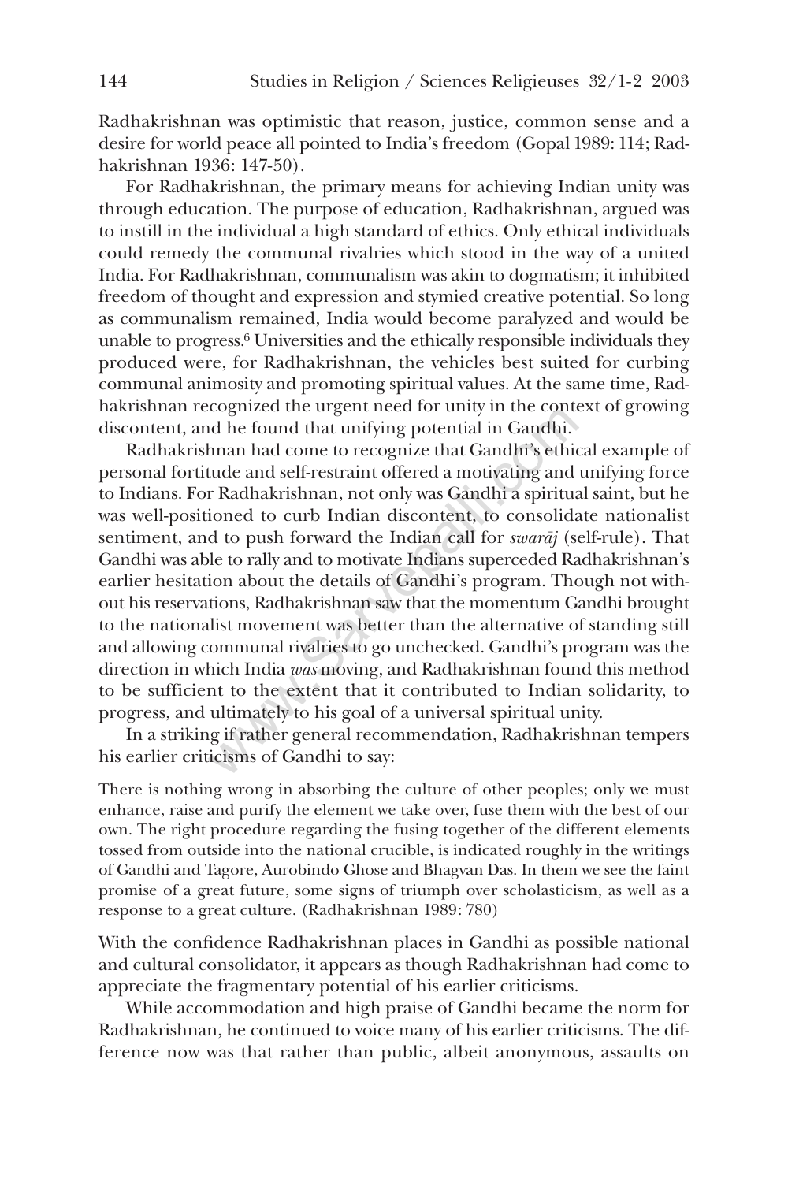Radhakrishnan was optimistic that reason, justice, common sense and a desire for world peace all pointed to India's freedom (Gopal 1989: 114; Radhakrishnan 1936: 147-50).

For Radhakrishnan, the primary means for achieving Indian unity was through education. The purpose of education, Radhakrishnan, argued was to instill in the individual a high standard of ethics. Only ethical individuals could remedy the communal rivalries which stood in the way of a united India. For Radhakrishnan, communalism was akin to dogmatism; it inhibited freedom of thought and expression and stymied creative potential. So long as communalism remained, India would become paralyzed and would be unable to progress.[6] Universities and the ethically responsible individuals they produced were, for Radhakrishnan, the vehicles best suited for curbing communal animosity and promoting spiritual values. At the same time, Radhakrishnan recognized the urgent need for unity in the context of growing discontent, and he found that unifying potential in Gandhi.

Radhakrishnan had come to recognize that Gandhi's ethical example of personal fortitude and self-restraint offered a motivating and unifying force to Indians. For Radhakrishnan, not only was Gandhi a spiritual saint, but he was well-positioned to curb Indian discontent, to consolidate nationalist sentiment, and to push forward the Indian call for *swarāj* (self-rule). That Gandhi was able to rally and to motivate Indians superceded Radhakrishnan's earlier hesitation about the details of Gandhi's program. Though not without his reservations, Radhakrishnan saw that the momentum Gandhi brought to the nationalist movement was better than the alternative of standing still and allowing communal rivalries to go unchecked. Gandhi's program was the direction in which India *was* moving, and Radhakrishnan found this method to be sufficient to the extent that it contributed to Indian solidarity, to progress, and ultimately to his goal of a universal spiritual unity.

In a striking if rather general recommendation, Radhakrishnan tempers his earlier criticisms of Gandhi to say:

> There is nothing wrong in absorbing the culture of other peoples; only we must enhance, raise and purify the element we take over, fuse them with the best of our own. The right procedure regarding the fusing together of the different elements tossed from outside into the national crucible, is indicated roughly in the writings of Gandhi and Tagore, Aurobindo Ghose and Bhagvan Das. In them we see the faint promise of a great future, some signs of triumph over scholasticism, as well as a response to a great culture. (Radhakrishnan 1989: 780)

With the confidence Radhakrishnan places in Gandhi as possible national and cultural consolidator, it appears as though Radhakrishnan had come to appreciate the fragmentary potential of his earlier criticisms.

While accommodation and high praise of Gandhi became the norm for Radhakrishnan, he continued to voice many of his earlier criticisms. The difference now was that rather than public, albeit anonymous, assaults on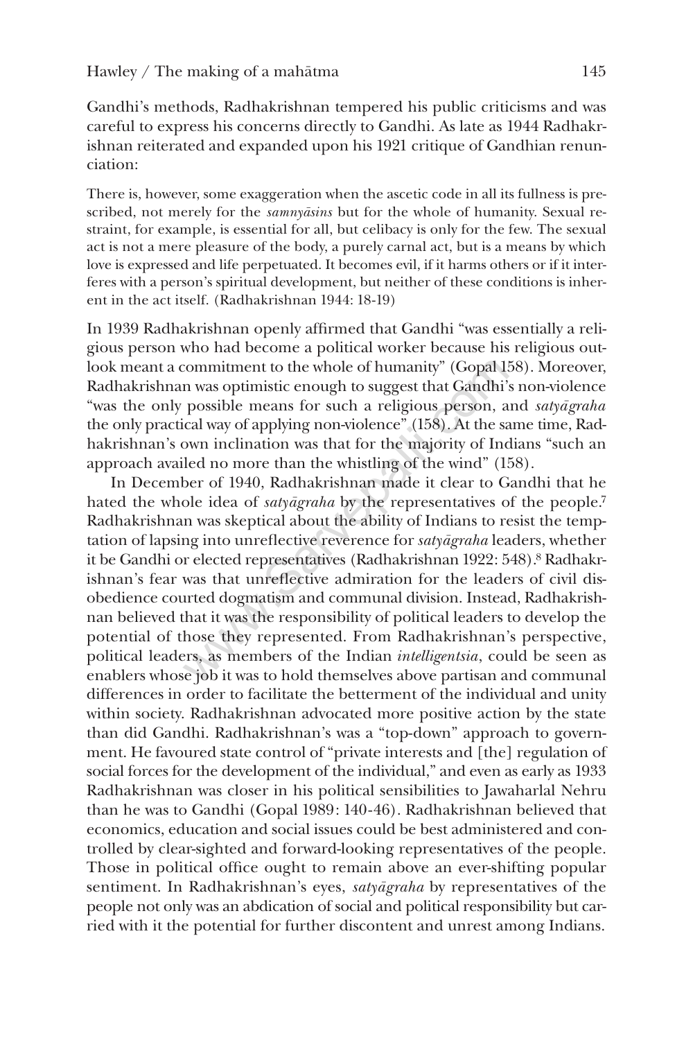Gandhi's methods, Radhakrishnan tempered his public criticisms and was careful to express his concerns directly to Gandhi. As late as 1944 Radhakrishnan reiterated and expanded upon his 1921 critique of Gandhian renunciation:

> There is, however, some exaggeration when the ascetic code in all its fullness is prescribed, not merely for the *saṃnyāsins* but for the whole of humanity. Sexual restraint, for example, is essential for all, but celibacy is only for the few. The sexual act is not a mere pleasure of the body, a purely carnal act, but is a means by which love is expressed and life perpetuated. It becomes evil, if it harms others or if it interferes with a person's spiritual development, but neither of these conditions is inherent in the act itself. (Radhakrishnan 1944: 18-19)

In 1939 Radhakrishnan openly affirmed that Gandhi "was essentially a religious person who had become a political worker because his religious outlook meant a commitment to the whole of humanity" (Gopal 158). Moreover, Radhakrishnan was optimistic enough to suggest that Gandhi's non-violence "was the only possible means for such a religious person, and *satyāgraha* the only practical way of applying non-violence" (158). At the same time, Radhakrishnan's own inclination was that for the majority of Indians "such an approach availed no more than the whistling of the wind" (158).

In December of 1940, Radhakrishnan made it clear to Gandhi that he hated the whole idea of *satyāgraha* by the representatives of the people.[7] Radhakrishnan was skeptical about the ability of Indians to resist the temptation of lapsing into unreflective reverence for *satyāgraha* leaders, whether it be Gandhi or elected representatives (Radhakrishnan 1922: 548).[8] Radhakrishnan's fear was that unreflective admiration for the leaders of civil disobedience courted dogmatism and communal division. Instead, Radhakrishnan believed that it was the responsibility of political leaders to develop the potential of those they represented. From Radhakrishnan's perspective, political leaders, as members of the Indian *intelligentsia*, could be seen as enablers whose job it was to hold themselves above partisan and communal differences in order to facilitate the betterment of the individual and unity within society. Radhakrishnan advocated more positive action by the state than did Gandhi. Radhakrishnan's was a "top-down" approach to government. He favoured state control of "private interests and [the] regulation of social forces for the development of the individual," and even as early as 1933 Radhakrishnan was closer in his political sensibilities to Jawaharlal Nehru than he was to Gandhi (Gopal 1989: 140-46). Radhakrishnan believed that economics, education and social issues could be best administered and controlled by clear-sighted and forward-looking representatives of the people. Those in political office ought to remain above an ever-shifting popular sentiment. In Radhakrishnan's eyes, *satyāgraha* by representatives of the people not only was an abdication of social and political responsibility but carried with it the potential for further discontent and unrest among Indians.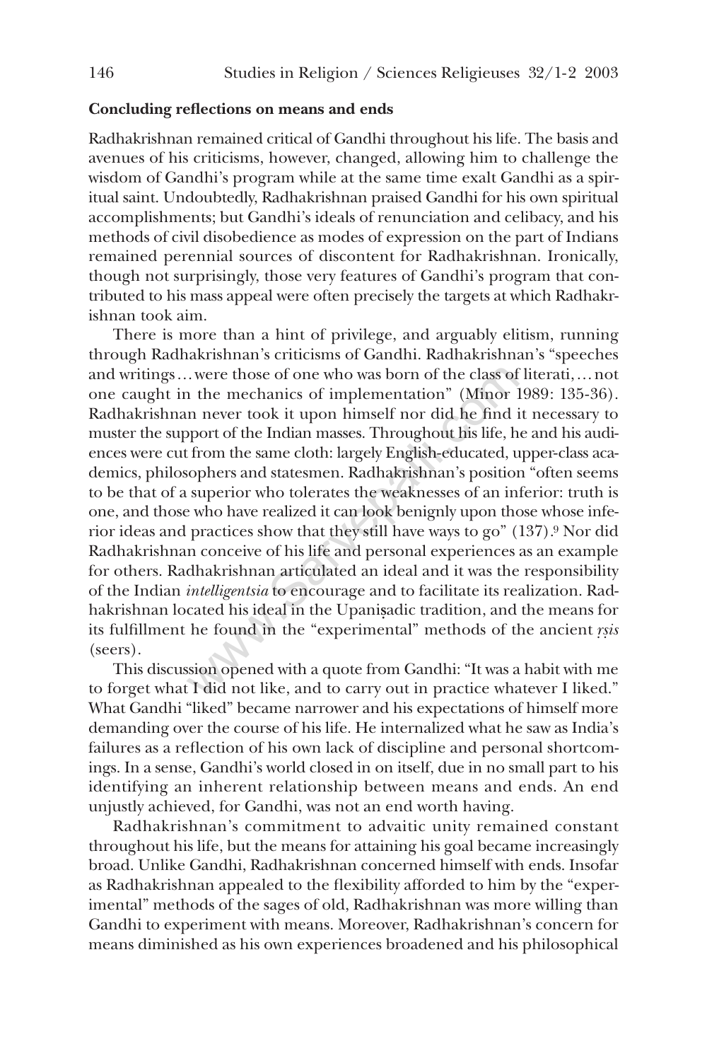**Concluding reflections on means and ends**

Radhakrishnan remained critical of Gandhi throughout his life. The basis and avenues of his criticisms, however, changed, allowing him to challenge the wisdom of Gandhi's program while at the same time exalt Gandhi as a spiritual saint. Undoubtedly, Radhakrishnan praised Gandhi for his own spiritual accomplishments; but Gandhi's ideals of renunciation and celibacy, and his methods of civil disobedience as modes of expression on the part of Indians remained perennial sources of discontent for Radhakrishnan. Ironically, though not surprisingly, those very features of Gandhi's program that contributed to his mass appeal were often precisely the targets at which Radhakrishnan took aim.

There is more than a hint of privilege, and arguably elitism, running through Radhakrishnan's criticisms of Gandhi. Radhakrishnan's "speeches and writings… were those of one who was born of the class of literati,… not one caught in the mechanics of implementation" (Minor 1989: 135-36). Radhakrishnan never took it upon himself nor did he find it necessary to muster the support of the Indian masses. Throughout his life, he and his audiences were cut from the same cloth: largely English-educated, upper-class academics, philosophers and statesmen. Radhakrishnan's position "often seems to be that of a superior who tolerates the weaknesses of an inferior: truth is one, and those who have realized it can look benignly upon those whose inferior ideas and practices show that they still have ways to go" (137).[9] Nor did Radhakrishnan conceive of his life and personal experiences as an example for others. Radhakrishnan articulated an ideal and it was the responsibility of the Indian *intelligentsia* to encourage and to facilitate its realization. Radhakrishnan located his ideal in the Upaniṣadic tradition, and the means for its fulfillment he found in the "experimental" methods of the ancient *ṛṣis* (seers).

This discussion opened with a quote from Gandhi: "It was a habit with me to forget what I did not like, and to carry out in practice whatever I liked." What Gandhi "liked" became narrower and his expectations of himself more demanding over the course of his life. He internalized what he saw as India's failures as a reflection of his own lack of discipline and personal shortcomings. In a sense, Gandhi's world closed in on itself, due in no small part to his identifying an inherent relationship between means and ends. An end unjustly achieved, for Gandhi, was not an end worth having.

Radhakrishnan's commitment to advaitic unity remained constant throughout his life, but the means for attaining his goal became increasingly broad. Unlike Gandhi, Radhakrishnan concerned himself with ends. Insofar as Radhakrishnan appealed to the flexibility afforded to him by the "experimental" methods of the sages of old, Radhakrishnan was more willing than Gandhi to experiment with means. Moreover, Radhakrishnan's concern for means diminished as his own experiences broadened and his philosophical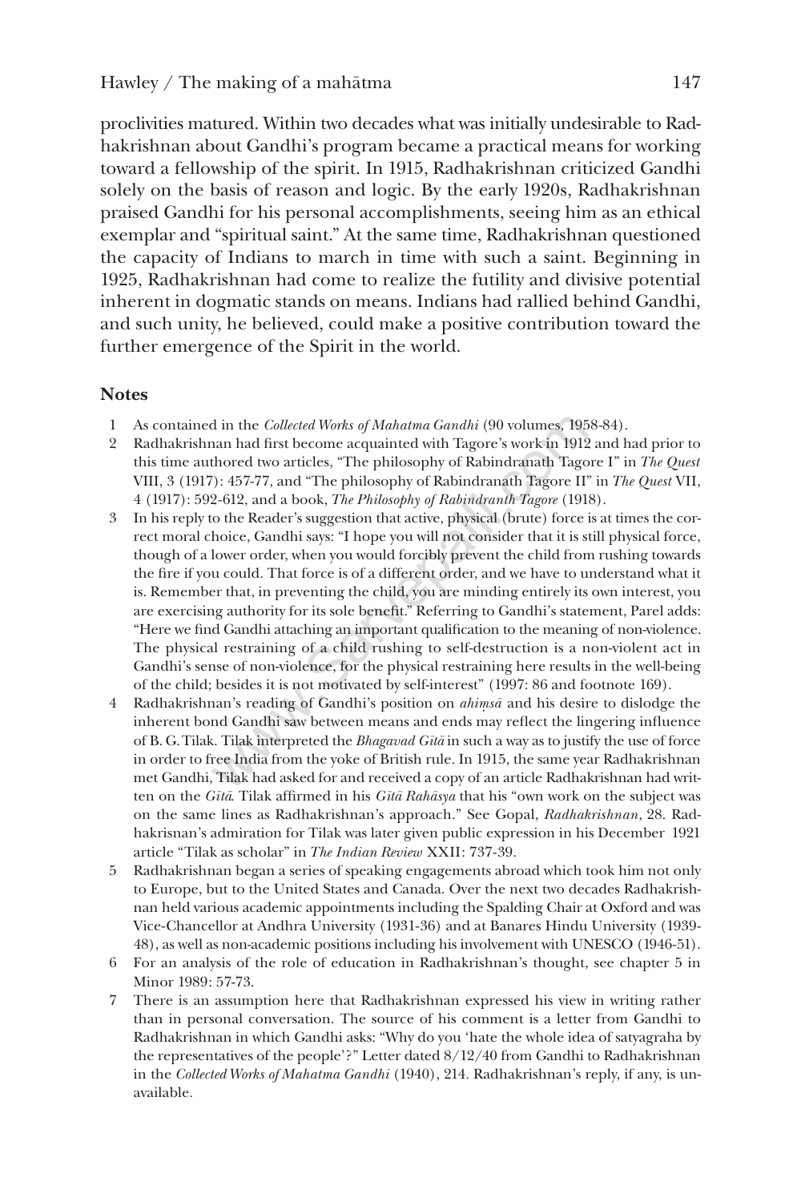proclivities matured. Within two decades what was initially undesirable to Radhakrishnan about Gandhi's program became a practical means for working toward a fellowship of the spirit. In 1915, Radhakrishnan criticized Gandhi solely on the basis of reason and logic. By the early 1920s, Radhakrishnan praised Gandhi for his personal accomplishments, seeing him as an ethical exemplar and "spiritual saint." At the same time, Radhakrishnan questioned the capacity of Indians to march in time with such a saint. Beginning in 1925, Radhakrishnan had come to realize the futility and divisive potential inherent in dogmatic stands on means. Indians had rallied behind Gandhi, and such unity, he believed, could make a positive contribution toward the further emergence of the Spirit in the world.

## Notes

1. As contained in the *Collected Works of Mahatma Gandhi* (90 volumes, 1958-84).
2. Radhakrishnan had first become acquainted with Tagore's work in 1912 and had prior to this time authored two articles, "The philosophy of Rabindranath Tagore I" in *The Quest* VIII, 3 (1917): 457-77, and "The philosophy of Rabindranath Tagore II" in *The Quest* VII, 4 (1917): 592-612, and a book, *The Philosophy of Rabindranth Tagore* (1918).
3. In his reply to the Reader's suggestion that active, physical (brute) force is at times the correct moral choice, Gandhi says: "I hope you will not consider that it is still physical force, though of a lower order, when you would forcibly prevent the child from rushing towards the fire if you could. That force is of a different order, and we have to understand what it is. Remember that, in preventing the child, you are minding entirely its own interest, you are exercising authority for its sole benefit." Referring to Gandhi's statement, Parel adds: "Here we find Gandhi attaching an important qualification to the meaning of non-violence. The physical restraining of a child rushing to self-destruction is a non-violent act in Gandhi's sense of non-violence, for the physical restraining here results in the well-being of the child; besides it is not motivated by self-interest" (1997: 86 and footnote 169).
4. Radhakrishnan's reading of Gandhi's position on *ahiṃsā* and his desire to dislodge the inherent bond Gandhi saw between means and ends may reflect the lingering influence of B. G. Tilak. Tilak interpreted the *Bhagavad Gītā* in such a way as to justify the use of force in order to free India from the yoke of British rule. In 1915, the same year Radhakrishnan met Gandhi, Tilak had asked for and received a copy of an article Radhakrishnan had written on the *Gītā*. Tilak affirmed in his *Gītā Rahāsya* that his "own work on the subject was on the same lines as Radhakrishnan's approach." See Gopal, *Radhakrishnan*, 28. Radhakrisnan's admiration for Tilak was later given public expression in his December 1921 article "Tilak as scholar" in *The Indian Review* XXII: 737-39.
5. Radhakrishnan began a series of speaking engagements abroad which took him not only to Europe, but to the United States and Canada. Over the next two decades Radhakrishnan held various academic appointments including the Spalding Chair at Oxford and was Vice-Chancellor at Andhra University (1931-36) and at Banares Hindu University (1939-48), as well as non-academic positions including his involvement with UNESCO (1946-51).
6. For an analysis of the role of education in Radhakrishnan's thought, see chapter 5 in Minor 1989: 57-73.
7. There is an assumption here that Radhakrishnan expressed his view in writing rather than in personal conversation. The source of his comment is a letter from Gandhi to Radhakrishnan in which Gandhi asks: "Why do you 'hate the whole idea of satyagraha by the representatives of the people'?" Letter dated 8/12/40 from Gandhi to Radhakrishnan in the *Collected Works of Mahatma Gandhi* (1940), 214. Radhakrishnan's reply, if any, is unavailable.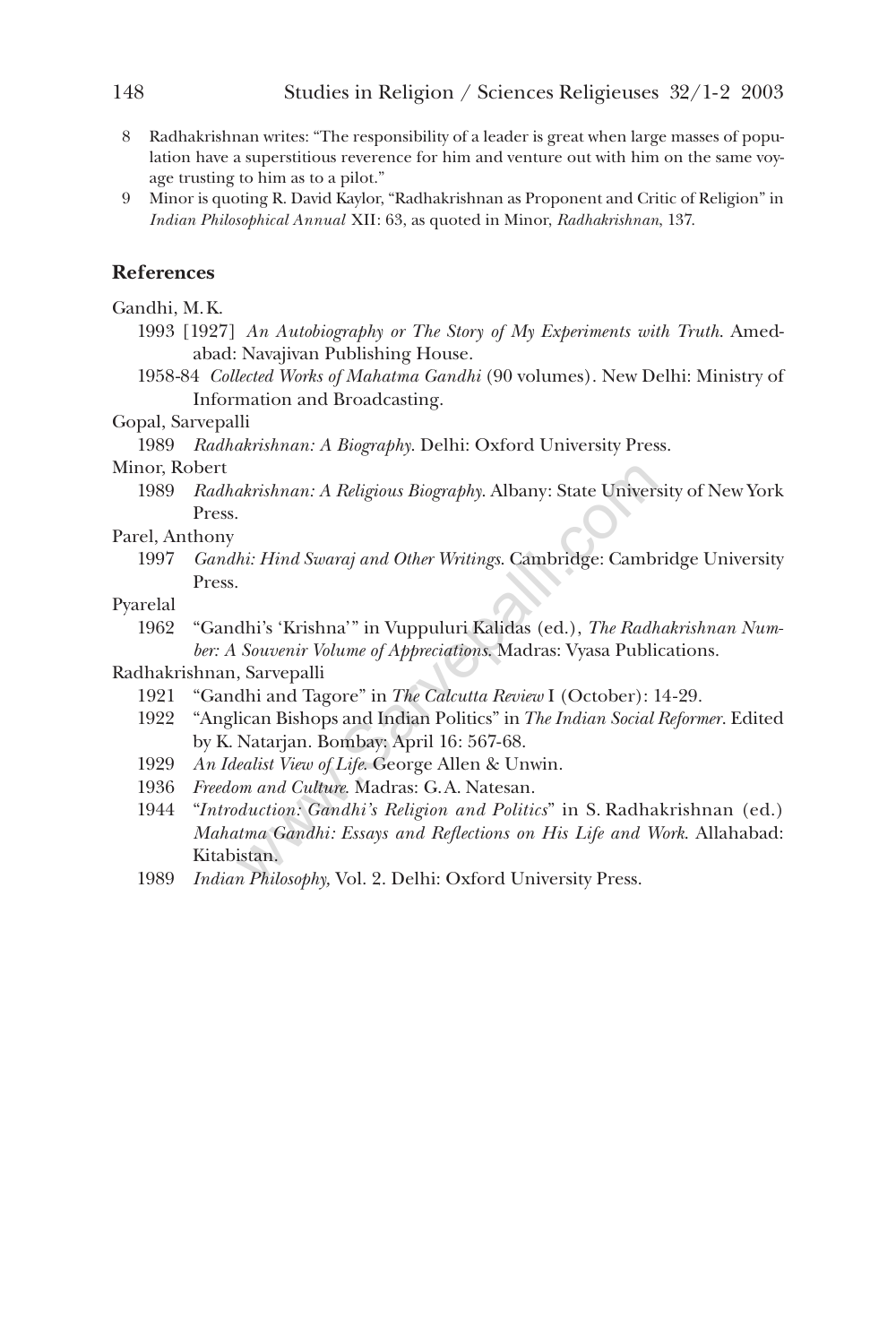8 Radhakrishnan writes: "The responsibility of a leader is great when large masses of population have a superstitious reverence for him and venture out with him on the same voyage trusting to him as to a pilot."

9 Minor is quoting R. David Kaylor, "Radhakrishnan as Proponent and Critic of Religion" in *Indian Philosophical Annual* XII: 63, as quoted in Minor, *Radhakrishnan*, 137.

## References

Gandhi, M. K.

1993 [1927] *An Autobiography or The Story of My Experiments with Truth*. Amedabad: Navajivan Publishing House.

1958-84 *Collected Works of Mahatma Gandhi* (90 volumes). New Delhi: Ministry of Information and Broadcasting.

Gopal, Sarvepalli

1989 *Radhakrishnan: A Biography*. Delhi: Oxford University Press.

Minor, Robert

1989 *Radhakrishnan: A Religious Biography*. Albany: State University of New York Press.

Parel, Anthony

1997 *Gandhi: Hind Swaraj and Other Writings*. Cambridge: Cambridge University Press.

Pyarelal

1962 "Gandhi's 'Krishna'" in Vuppuluri Kalidas (ed.), *The Radhakrishnan Number: A Souvenir Volume of Appreciations*. Madras: Vyasa Publications.

Radhakrishnan, Sarvepalli

1921 "Gandhi and Tagore" in *The Calcutta Review* I (October): 14-29.

1922 "Anglican Bishops and Indian Politics" in *The Indian Social Reformer*. Edited by K. Natarjan. Bombay: April 16: 567-68.

1929 *An Idealist View of Life*. George Allen & Unwin.

1936 *Freedom and Culture*. Madras: G. A. Natesan.

1944 "*Introduction: Gandhi's Religion and Politics*" in S. Radhakrishnan (ed.) *Mahatma Gandhi: Essays and Reflections on His Life and Work*. Allahabad: Kitabistan.

1989 *Indian Philosophy*, Vol. 2. Delhi: Oxford University Press.